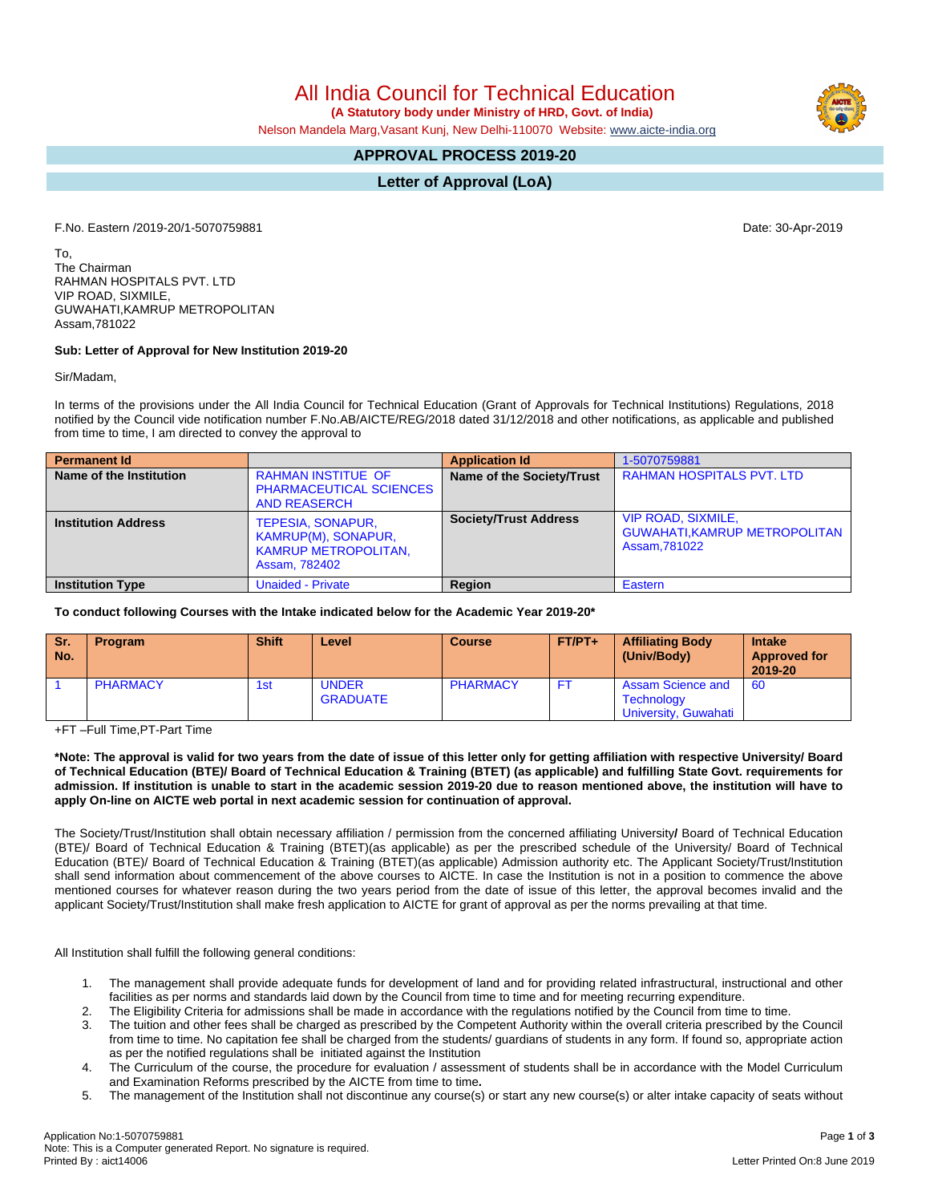# All India Council for Technical Education

**(A Statutory body under Ministry of HRD, Govt. of India)**

Nelson Mandela Marg,Vasant Kunj, New Delhi-110070 Website: www.aicte-india.org

## APPROVAL PROCESS 2019-20

## Letter of Approval (LoA)

F.No. Eastern /2019-20/1-5070759881

Date: 30-Apr-2019

To,
The Chairman
RAHMAN HOSPITALS PVT. LTD
VIP ROAD, SIXMILE,
GUWAHATI,KAMRUP METROPOLITAN
Assam,781022

**Sub: Letter of Approval for New Institution 2019-20**

Sir/Madam,

In terms of the provisions under the All India Council for Technical Education (Grant of Approvals for Technical Institutions) Regulations, 2018 notified by the Council vide notification number F.No.AB/AICTE/REG/2018 dated 31/12/2018 and other notifications, as applicable and published from time to time, I am directed to convey the approval to

| **Permanent Id** | | **Application Id** | 1-5070759881 |
|---|---|---|---|
| **Name of the Institution** | RAHMAN INSTITUE OF PHARMACEUTICAL SCIENCES AND REASERCH | **Name of the Society/Trust** | RAHMAN HOSPITALS PVT. LTD |
| **Institution Address** | TEPESIA, SONAPUR, KAMRUP(M), SONAPUR, KAMRUP METROPOLITAN, Assam, 782402 | **Society/Trust Address** | VIP ROAD, SIXMILE, GUWAHATI,KAMRUP METROPOLITAN Assam,781022 |
| **Institution Type** | Unaided - Private | **Region** | Eastern |

**To conduct following Courses with the Intake indicated below for the Academic Year 2019-20***

| Sr. No. | Program | Shift | Level | Course | FT/PT+ | Affiliating Body (Univ/Body) | Intake Approved for 2019-20 |
|---|---|---|---|---|---|---|---|
| 1 | PHARMACY | 1st | UNDER GRADUATE | PHARMACY | FT | Assam Science and Technology University, Guwahati | 60 |

+FT –Full Time,PT-Part Time

**\*Note: The approval is valid for two years from the date of issue of this letter only for getting affiliation with respective University/ Board of Technical Education (BTE)/ Board of Technical Education & Training (BTET) (as applicable) and fulfilling State Govt. requirements for admission. If institution is unable to start in the academic session 2019-20 due to reason mentioned above, the institution will have to apply On-line on AICTE web portal in next academic session for continuation of approval.**

The Society/Trust/Institution shall obtain necessary affiliation / permission from the concerned affiliating University**/** Board of Technical Education (BTE)/ Board of Technical Education & Training (BTET)(as applicable) as per the prescribed schedule of the University/ Board of Technical Education (BTE)/ Board of Technical Education & Training (BTET)(as applicable) Admission authority etc. The Applicant Society/Trust/Institution shall send information about commencement of the above courses to AICTE. In case the Institution is not in a position to commence the above mentioned courses for whatever reason during the two years period from the date of issue of this letter, the approval becomes invalid and the applicant Society/Trust/Institution shall make fresh application to AICTE for grant of approval as per the norms prevailing at that time.

All Institution shall fulfill the following general conditions:

1. The management shall provide adequate funds for development of land and for providing related infrastructural, instructional and other facilities as per norms and standards laid down by the Council from time to time and for meeting recurring expenditure.
2. The Eligibility Criteria for admissions shall be made in accordance with the regulations notified by the Council from time to time.
3. The tuition and other fees shall be charged as prescribed by the Competent Authority within the overall criteria prescribed by the Council from time to time. No capitation fee shall be charged from the students/ guardians of students in any form. If found so, appropriate action as per the notified regulations shall be initiated against the Institution
4. The Curriculum of the course, the procedure for evaluation / assessment of students shall be in accordance with the Model Curriculum and Examination Reforms prescribed by the AICTE from time to time**.**
5. The management of the Institution shall not discontinue any course(s) or start any new course(s) or alter intake capacity of seats without

Application No:1-5070759881
Note: This is a Computer generated Report. No signature is required.
Printed By : aict14006

Letter Printed On:8 June 2019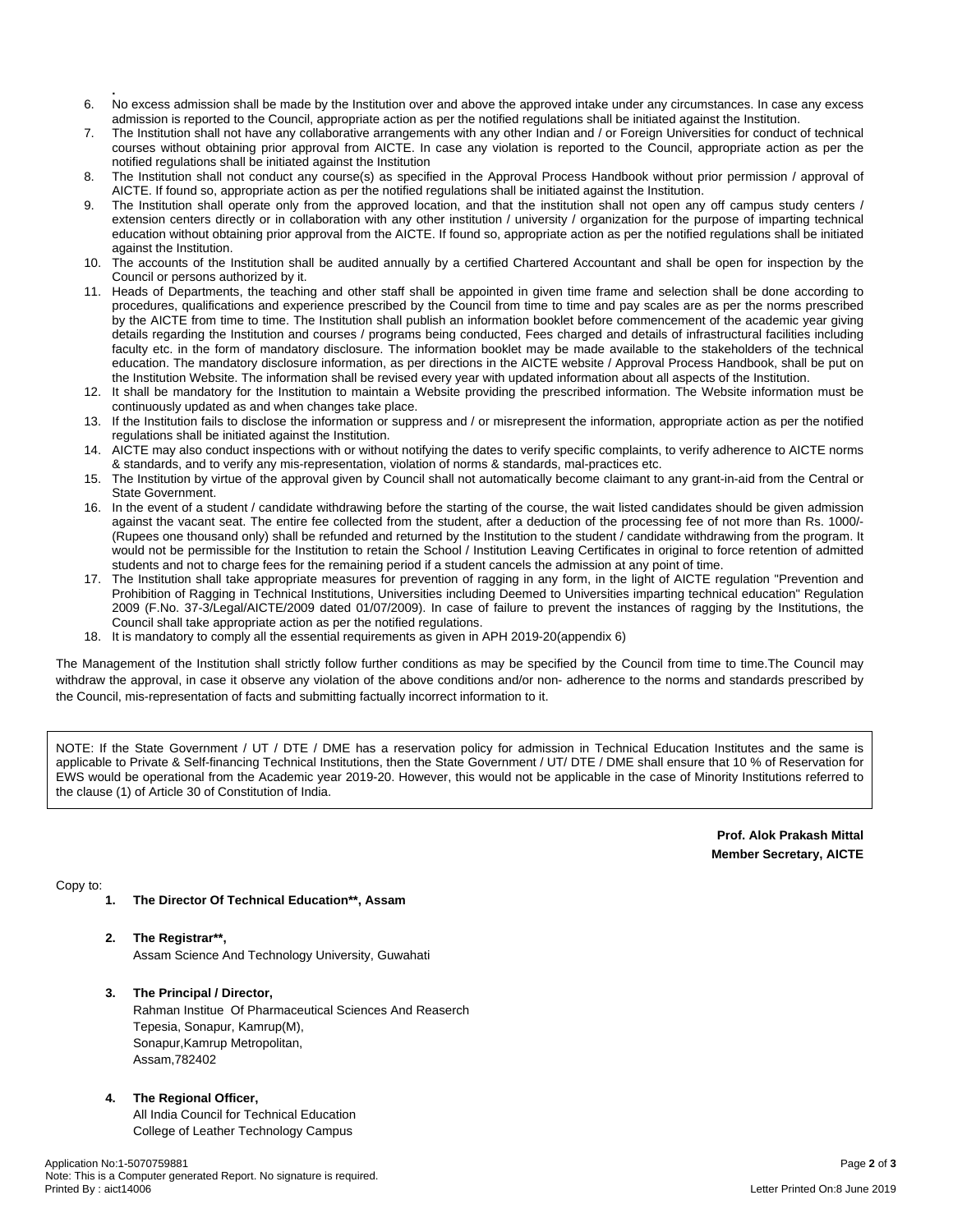.

6. No excess admission shall be made by the Institution over and above the approved intake under any circumstances. In case any excess admission is reported to the Council, appropriate action as per the notified regulations shall be initiated against the Institution.
7. The Institution shall not have any collaborative arrangements with any other Indian and / or Foreign Universities for conduct of technical courses without obtaining prior approval from AICTE. In case any violation is reported to the Council, appropriate action as per the notified regulations shall be initiated against the Institution
8. The Institution shall not conduct any course(s) as specified in the Approval Process Handbook without prior permission / approval of AICTE. If found so, appropriate action as per the notified regulations shall be initiated against the Institution.
9. The Institution shall operate only from the approved location, and that the institution shall not open any off campus study centers / extension centers directly or in collaboration with any other institution / university / organization for the purpose of imparting technical education without obtaining prior approval from the AICTE. If found so, appropriate action as per the notified regulations shall be initiated against the Institution.
10. The accounts of the Institution shall be audited annually by a certified Chartered Accountant and shall be open for inspection by the Council or persons authorized by it.
11. Heads of Departments, the teaching and other staff shall be appointed in given time frame and selection shall be done according to procedures, qualifications and experience prescribed by the Council from time to time and pay scales are as per the norms prescribed by the AICTE from time to time. The Institution shall publish an information booklet before commencement of the academic year giving details regarding the Institution and courses / programs being conducted, Fees charged and details of infrastructural facilities including faculty etc. in the form of mandatory disclosure. The information booklet may be made available to the stakeholders of the technical education. The mandatory disclosure information, as per directions in the AICTE website / Approval Process Handbook, shall be put on the Institution Website. The information shall be revised every year with updated information about all aspects of the Institution.
12. It shall be mandatory for the Institution to maintain a Website providing the prescribed information. The Website information must be continuously updated as and when changes take place.
13. If the Institution fails to disclose the information or suppress and / or misrepresent the information, appropriate action as per the notified regulations shall be initiated against the Institution.
14. AICTE may also conduct inspections with or without notifying the dates to verify specific complaints, to verify adherence to AICTE norms & standards, and to verify any mis-representation, violation of norms & standards, mal-practices etc.
15. The Institution by virtue of the approval given by Council shall not automatically become claimant to any grant-in-aid from the Central or State Government.
16. In the event of a student / candidate withdrawing before the starting of the course, the wait listed candidates should be given admission against the vacant seat. The entire fee collected from the student, after a deduction of the processing fee of not more than Rs. 1000/- (Rupees one thousand only) shall be refunded and returned by the Institution to the student / candidate withdrawing from the program. It would not be permissible for the Institution to retain the School / Institution Leaving Certificates in original to force retention of admitted students and not to charge fees for the remaining period if a student cancels the admission at any point of time.
17. The Institution shall take appropriate measures for prevention of ragging in any form, in the light of AICTE regulation "Prevention and Prohibition of Ragging in Technical Institutions, Universities including Deemed to Universities imparting technical education" Regulation 2009 (F.No. 37-3/Legal/AICTE/2009 dated 01/07/2009). In case of failure to prevent the instances of ragging by the Institutions, the Council shall take appropriate action as per the notified regulations.
18. It is mandatory to comply all the essential requirements as given in APH 2019-20(appendix 6)

The Management of the Institution shall strictly follow further conditions as may be specified by the Council from time to time.The Council may withdraw the approval, in case it observe any violation of the above conditions and/or non- adherence to the norms and standards prescribed by the Council, mis-representation of facts and submitting factually incorrect information to it.

NOTE: If the State Government / UT / DTE / DME has a reservation policy for admission in Technical Education Institutes and the same is applicable to Private & Self-financing Technical Institutions, then the State Government / UT/ DTE / DME shall ensure that 10 % of Reservation for EWS would be operational from the Academic year 2019-20. However, this would not be applicable in the case of Minority Institutions referred to the clause (1) of Article 30 of Constitution of India.

**Prof. Alok Prakash Mittal**
**Member Secretary, AICTE**

Copy to:

1. **The Director Of Technical Education\*\*, Assam**

2. **The Registrar\*\*,**
   Assam Science And Technology University, Guwahati

3. **The Principal / Director,**
   Rahman Institue Of Pharmaceutical Sciences And Reaserch
   Tepesia, Sonapur, Kamrup(M),
   Sonapur,Kamrup Metropolitan,
   Assam,782402

4. **The Regional Officer,**
   All India Council for Technical Education
   College of Leather Technology Campus

Application No:1-5070759881
Note: This is a Computer generated Report. No signature is required.
Printed By : aict14006

Letter Printed On:8 June 2019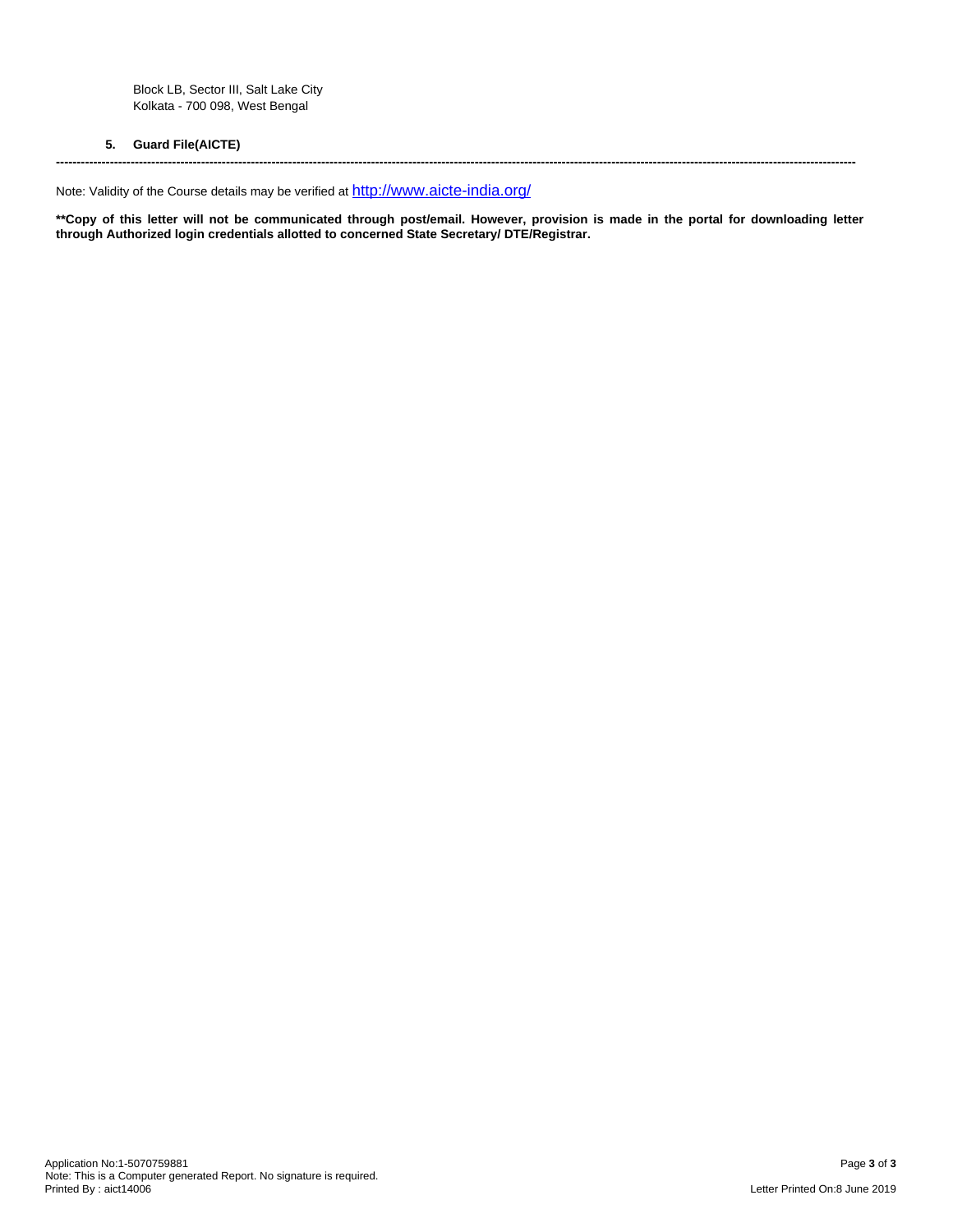Block LB, Sector III, Salt Lake City
Kolkata - 700 098, West Bengal

5. **Guard File(AICTE)**

---

Note: Validity of the Course details may be verified at http://www.aicte-india.org/

****Copy of this letter will not be communicated through post/email. However, provision is made in the portal for downloading letter through Authorized login credentials allotted to concerned State Secretary/ DTE/Registrar.**

Application No:1-5070759881
Note: This is a Computer generated Report. No signature is required.
Printed By : aict14006

Letter Printed On:8 June 2019